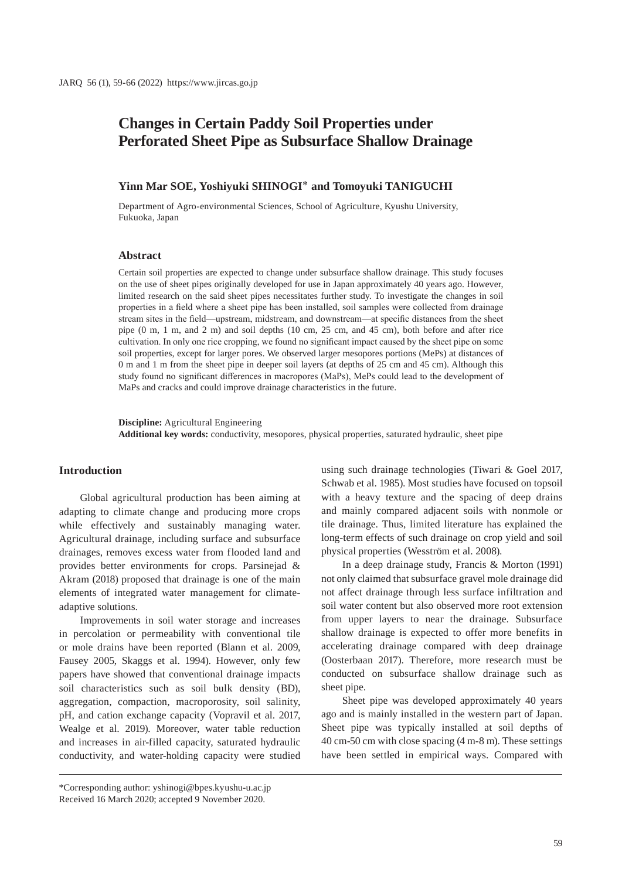# Changes in Certain Paddy Soil Properties under Perforated Sheet Pipe as Subsurface Shallow Drainage

**Yinn Mar SOE, Yoshiyuki SHINOGI*, and Tomoyuki TANIGUCHI**

Department of Agro-environmental Sciences, School of Agriculture, Kyushu University, Fukuoka, Japan

## Abstract

Certain soil properties are expected to change under subsurface shallow drainage. This study focuses on the use of sheet pipes originally developed for use in Japan approximately 40 years ago. However, limited research on the said sheet pipes necessitates further study. To investigate the changes in soil properties in a field where a sheet pipe has been installed, soil samples were collected from drainage stream sites in the field—upstream, midstream, and downstream—at specific distances from the sheet pipe (0 m, 1 m, and 2 m) and soil depths (10 cm, 25 cm, and 45 cm), both before and after rice cultivation. In only one rice cropping, we found no significant impact caused by the sheet pipe on some soil properties, except for larger pores. We observed larger mesopores portions (MePs) at distances of 0 m and 1 m from the sheet pipe in deeper soil layers (at depths of 25 cm and 45 cm). Although this study found no significant differences in macropores (MaPs), MePs could lead to the development of MaPs and cracks and could improve drainage characteristics in the future.

**Discipline:** Agricultural Engineering
**Additional key words:** conductivity, mesopores, physical properties, saturated hydraulic, sheet pipe

## Introduction

Global agricultural production has been aiming at adapting to climate change and producing more crops while effectively and sustainably managing water. Agricultural drainage, including surface and subsurface drainages, removes excess water from flooded land and provides better environments for crops. Parsinejad & Akram (2018) proposed that drainage is one of the main elements of integrated water management for climate-adaptive solutions.

Improvements in soil water storage and increases in percolation or permeability with conventional tile or mole drains have been reported (Blann et al. 2009, Fausey 2005, Skaggs et al. 1994). However, only few papers have showed that conventional drainage impacts soil characteristics such as soil bulk density (BD), aggregation, compaction, macroporosity, soil salinity, pH, and cation exchange capacity (Vopravil et al. 2017, Wealge et al. 2019). Moreover, water table reduction and increases in air-filled capacity, saturated hydraulic conductivity, and water-holding capacity were studied using such drainage technologies (Tiwari & Goel 2017, Schwab et al. 1985). Most studies have focused on topsoil with a heavy texture and the spacing of deep drains and mainly compared adjacent soils with nonmole or tile drainage. Thus, limited literature has explained the long-term effects of such drainage on crop yield and soil physical properties (Wesström et al. 2008).

In a deep drainage study, Francis & Morton (1991) not only claimed that subsurface gravel mole drainage did not affect drainage through less surface infiltration and soil water content but also observed more root extension from upper layers to near the drainage. Subsurface shallow drainage is expected to offer more benefits in accelerating drainage compared with deep drainage (Oosterbaan 2017). Therefore, more research must be conducted on subsurface shallow drainage such as sheet pipe.

Sheet pipe was developed approximately 40 years ago and is mainly installed in the western part of Japan. Sheet pipe was typically installed at soil depths of 40 cm-50 cm with close spacing (4 m-8 m). These settings have been settled in empirical ways. Compared with

*Corresponding author: yshinogi@bpes.kyushu-u.ac.jp
Received 16 March 2020; accepted 9 November 2020.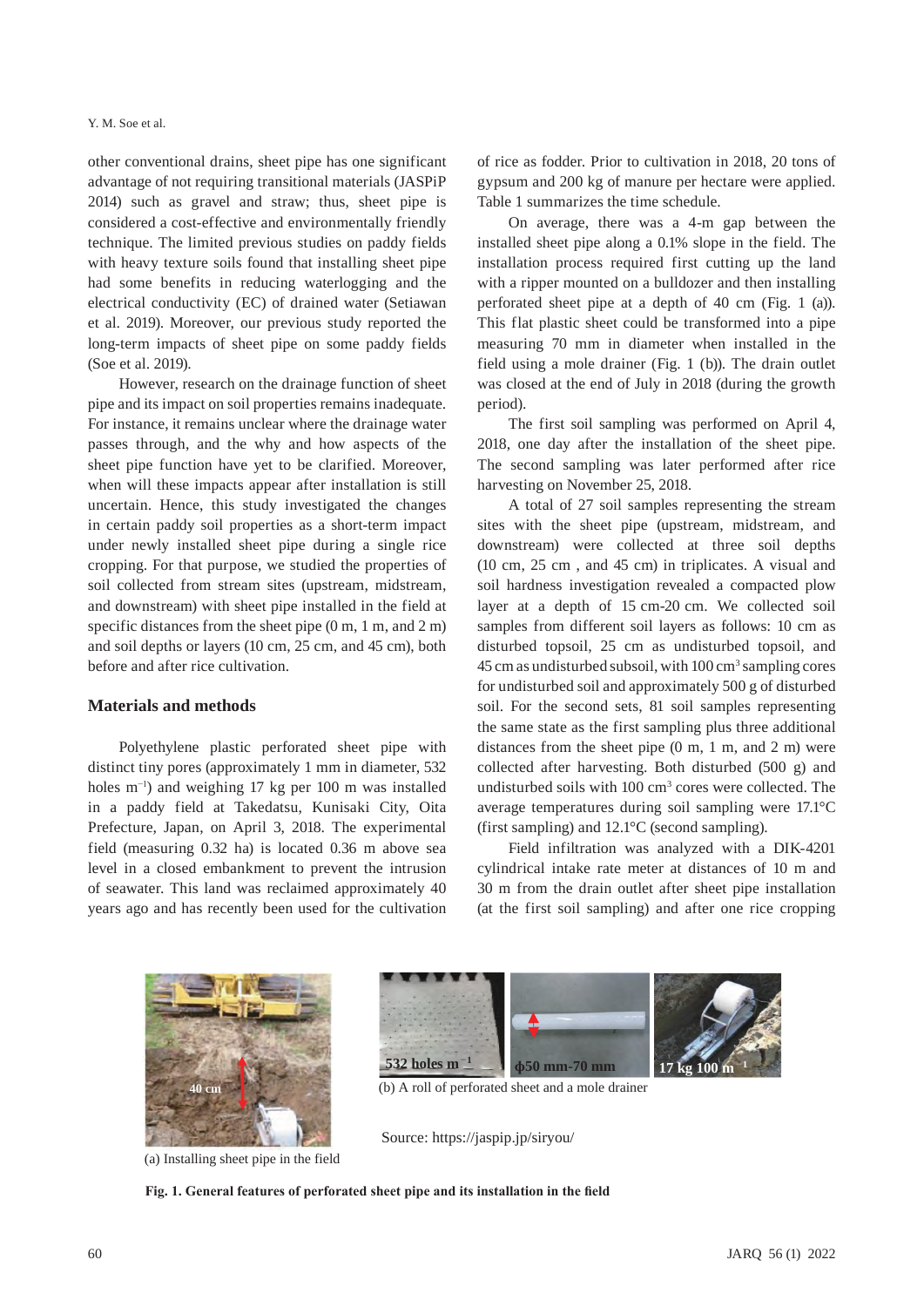other conventional drains, sheet pipe has one significant advantage of not requiring transitional materials (JASPiP 2014) such as gravel and straw; thus, sheet pipe is considered a cost-effective and environmentally friendly technique. The limited previous studies on paddy fields with heavy texture soils found that installing sheet pipe had some benefits in reducing waterlogging and the electrical conductivity (EC) of drained water (Setiawan et al. 2019). Moreover, our previous study reported the long-term impacts of sheet pipe on some paddy fields (Soe et al. 2019).

However, research on the drainage function of sheet pipe and its impact on soil properties remains inadequate. For instance, it remains unclear where the drainage water passes through, and the why and how aspects of the sheet pipe function have yet to be clarified. Moreover, when will these impacts appear after installation is still uncertain. Hence, this study investigated the changes in certain paddy soil properties as a short-term impact under newly installed sheet pipe during a single rice cropping. For that purpose, we studied the properties of soil collected from stream sites (upstream, midstream, and downstream) with sheet pipe installed in the field at specific distances from the sheet pipe (0 m, 1 m, and 2 m) and soil depths or layers (10 cm, 25 cm, and 45 cm), both before and after rice cultivation.

## Materials and methods

Polyethylene plastic perforated sheet pipe with distinct tiny pores (approximately 1 mm in diameter, 532 holes $m^{-1}$) and weighing 17 kg per 100 m was installed in a paddy field at Takedatsu, Kunisaki City, Oita Prefecture, Japan, on April 3, 2018. The experimental field (measuring 0.32 ha) is located 0.36 m above sea level in a closed embankment to prevent the intrusion of seawater. This land was reclaimed approximately 40 years ago and has recently been used for the cultivation of rice as fodder. Prior to cultivation in 2018, 20 tons of gypsum and 200 kg of manure per hectare were applied. Table 1 summarizes the time schedule.

On average, there was a 4-m gap between the installed sheet pipe along a 0.1% slope in the field. The installation process required first cutting up the land with a ripper mounted on a bulldozer and then installing perforated sheet pipe at a depth of 40 cm (Fig. 1 (a)). This flat plastic sheet could be transformed into a pipe measuring 70 mm in diameter when installed in the field using a mole drainer (Fig. 1 (b)). The drain outlet was closed at the end of July in 2018 (during the growth period).

The first soil sampling was performed on April 4, 2018, one day after the installation of the sheet pipe. The second sampling was later performed after rice harvesting on November 25, 2018.

A total of 27 soil samples representing the stream sites with the sheet pipe (upstream, midstream, and downstream) were collected at three soil depths (10 cm, 25 cm , and 45 cm) in triplicates. A visual and soil hardness investigation revealed a compacted plow layer at a depth of 15 cm-20 cm. We collected soil samples from different soil layers as follows: 10 cm as disturbed topsoil, 25 cm as undisturbed topsoil, and 45 cm as undisturbed subsoil, with 100 $cm^3$ sampling cores for undisturbed soil and approximately 500 g of disturbed soil. For the second sets, 81 soil samples representing the same state as the first sampling plus three additional distances from the sheet pipe (0 m, 1 m, and 2 m) were collected after harvesting. Both disturbed (500 g) and undisturbed soils with 100 $cm^3$ cores were collected. The average temperatures during soil sampling were 17.1°C (first sampling) and 12.1°C (second sampling).

Field infiltration was analyzed with a DIK-4201 cylindrical intake rate meter at distances of 10 m and 30 m from the drain outlet after sheet pipe installation (at the first soil sampling) and after one rice cropping

(a) Installing sheet pipe in the field

(b) A roll of perforated sheet and a mole drainer

Source: https://jaspip.jp/siryou/

**Fig. 1. General features of perforated sheet pipe and its installation in the field**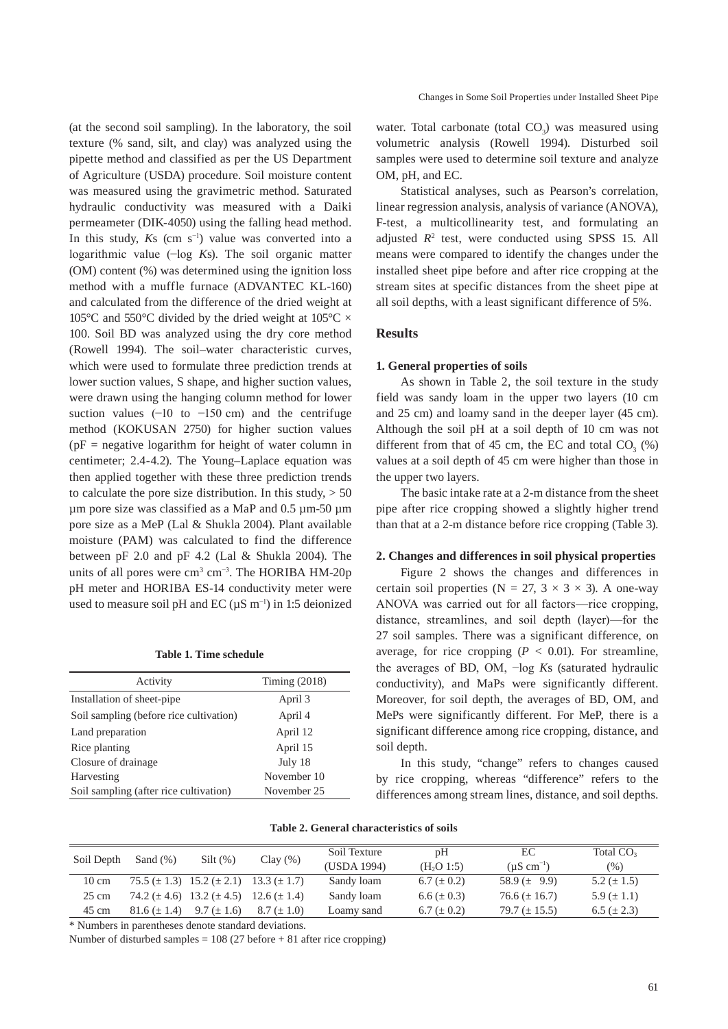(at the second soil sampling). In the laboratory, the soil texture (% sand, silt, and clay) was analyzed using the pipette method and classified as per the US Department of Agriculture (USDA) procedure. Soil moisture content was measured using the gravimetric method. Saturated hydraulic conductivity was measured with a Daiki permeameter (DIK-4050) using the falling head method. In this study, *K*s (cm $s^{-1}$) value was converted into a logarithmic value (−log *K*s). The soil organic matter (OM) content (%) was determined using the ignition loss method with a muffle furnace (ADVANTEC KL-160) and calculated from the difference of the dried weight at 105°C and 550°C divided by the dried weight at 105°C × 100. Soil BD was analyzed using the dry core method (Rowell 1994). The soil–water characteristic curves, which were used to formulate three prediction trends at lower suction values, S shape, and higher suction values, were drawn using the hanging column method for lower suction values (−10 to −150 cm) and the centrifuge method (KOKUSAN 2750) for higher suction values (pF = negative logarithm for height of water column in centimeter; 2.4-4.2). The Young–Laplace equation was then applied together with these three prediction trends to calculate the pore size distribution. In this study, > 50 µm pore size was classified as a MaP and 0.5 µm-50 µm pore size as a MeP (Lal & Shukla 2004). Plant available moisture (PAM) was calculated to find the difference between pF 2.0 and pF 4.2 (Lal & Shukla 2004). The units of all pores were $cm^3$ $cm^{-3}$. The HORIBA HM-20p pH meter and HORIBA ES-14 conductivity meter were used to measure soil pH and EC (µS $m^{-1}$) in 1:5 deionized water. Total carbonate (total $CO_3$) was measured using volumetric analysis (Rowell 1994). Disturbed soil samples were used to determine soil texture and analyze OM, pH, and EC.

**Table 1. Time schedule**

| Activity | Timing (2018) |
|---|---|
| Installation of sheet-pipe | April 3 |
| Soil sampling (before rice cultivation) | April 4 |
| Land preparation | April 12 |
| Rice planting | April 15 |
| Closure of drainage | July 18 |
| Harvesting | November 10 |
| Soil sampling (after rice cultivation) | November 25 |

Statistical analyses, such as Pearson's correlation, linear regression analysis, analysis of variance (ANOVA), F-test, a multicollinearity test, and formulating an adjusted $R^2$ test, were conducted using SPSS 15. All means were compared to identify the changes under the installed sheet pipe before and after rice cropping at the stream sites at specific distances from the sheet pipe at all soil depths, with a least significant difference of 5%.

## Results

### 1. General properties of soils

As shown in Table 2, the soil texture in the study field was sandy loam in the upper two layers (10 cm and 25 cm) and loamy sand in the deeper layer (45 cm). Although the soil pH at a soil depth of 10 cm was not different from that of 45 cm, the EC and total $CO_3$ (%) values at a soil depth of 45 cm were higher than those in the upper two layers.

The basic intake rate at a 2-m distance from the sheet pipe after rice cropping showed a slightly higher trend than that at a 2-m distance before rice cropping (Table 3).

### 2. Changes and differences in soil physical properties

Figure 2 shows the changes and differences in certain soil properties (N = 27, 3 × 3 × 3). A one-way ANOVA was carried out for all factors—rice cropping, distance, streamlines, and soil depth (layer)—for the 27 soil samples. There was a significant difference, on average, for rice cropping ($P$ < 0.01). For streamline, the averages of BD, OM, −log *K*s (saturated hydraulic conductivity), and MaPs were significantly different. Moreover, for soil depth, the averages of BD, OM, and MePs were significantly different. For MeP, there is a significant difference among rice cropping, distance, and soil depth.

In this study, "change" refers to changes caused by rice cropping, whereas "difference" refers to the differences among stream lines, distance, and soil depths.

**Table 2. General characteristics of soils**

| Soil Depth | Sand (%) | Silt (%) | Clay (%) | Soil Texture (USDA 1994) | pH ($H_2O$ 1:5) | EC (µS $cm^{-1}$) | Total $CO_3$ (%) |
|---|---|---|---|---|---|---|---|
| 10 cm | 75.5 (± 1.3) | 15.2 (± 2.1) | 13.3 (± 1.7) | Sandy loam | 6.7 (± 0.2) | 58.9 (± 9.9) | 5.2 (± 1.5) |
| 25 cm | 74.2 (± 4.6) | 13.2 (± 4.5) | 12.6 (± 1.4) | Sandy loam | 6.6 (± 0.3) | 76.6 (± 16.7) | 5.9 (± 1.1) |
| 45 cm | 81.6 (± 1.4) | 9.7 (± 1.6) | 8.7 (± 1.0) | Loamy sand | 6.7 (± 0.2) | 79.7 (± 15.5) | 6.5 (± 2.3) |

\* Numbers in parentheses denote standard deviations.

Number of disturbed samples = 108 (27 before + 81 after rice cropping)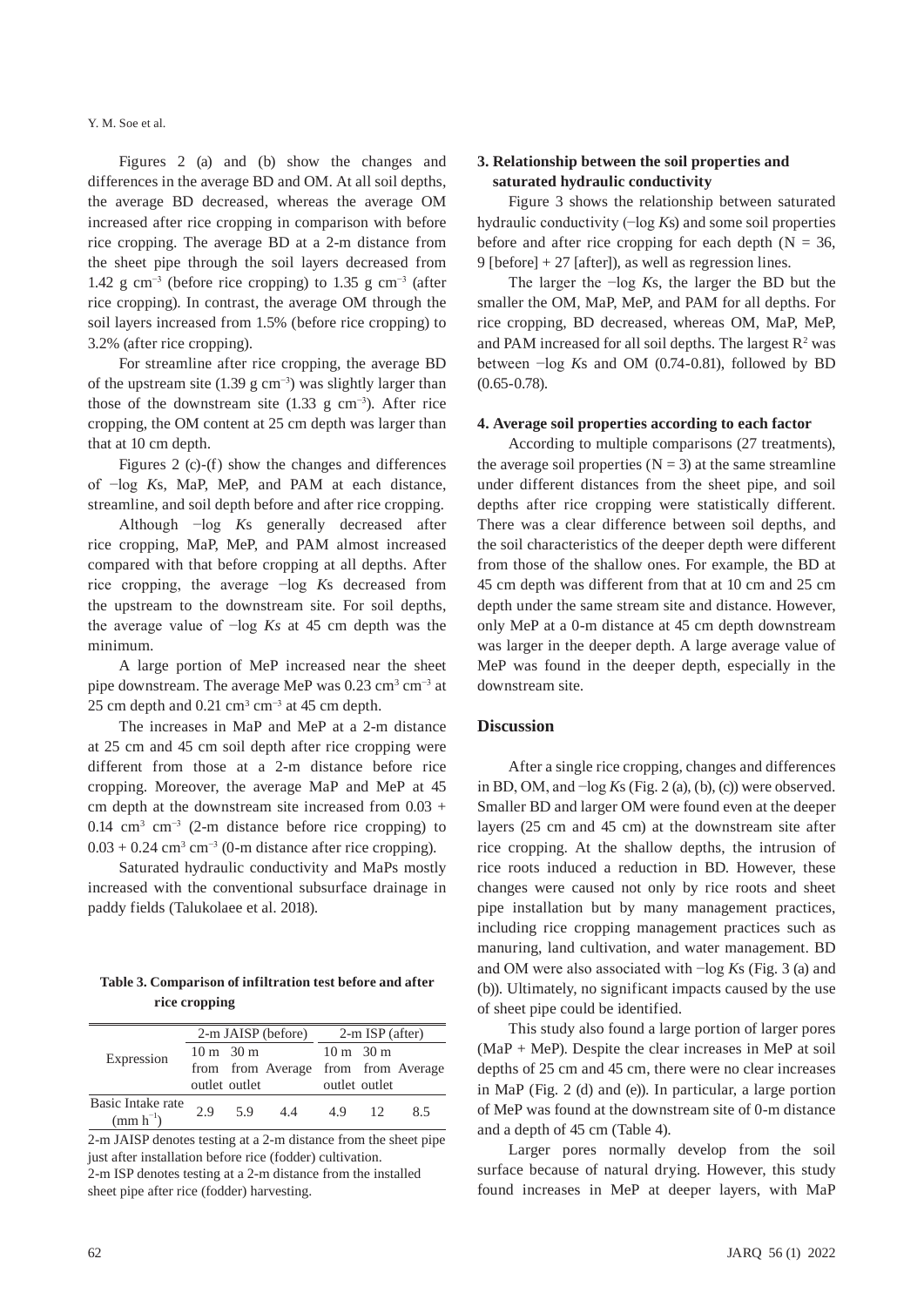Figures 2 (a) and (b) show the changes and differences in the average BD and OM. At all soil depths, the average BD decreased, whereas the average OM increased after rice cropping in comparison with before rice cropping. The average BD at a 2-m distance from the sheet pipe through the soil layers decreased from 1.42 g cm$^{-3}$ (before rice cropping) to 1.35 g cm$^{-3}$ (after rice cropping). In contrast, the average OM through the soil layers increased from 1.5% (before rice cropping) to 3.2% (after rice cropping).

For streamline after rice cropping, the average BD of the upstream site (1.39 g cm$^{-3}$) was slightly larger than those of the downstream site (1.33 g cm$^{-3}$). After rice cropping, the OM content at 25 cm depth was larger than that at 10 cm depth.

Figures 2 (c)-(f) show the changes and differences of −log *K*s, MaP, MeP, and PAM at each distance, streamline, and soil depth before and after rice cropping.

Although −log *K*s generally decreased after rice cropping, MaP, MeP, and PAM almost increased compared with that before cropping at all depths. After rice cropping, the average −log *K*s decreased from the upstream to the downstream site. For soil depths, the average value of −log *Ks* at 45 cm depth was the minimum.

A large portion of MeP increased near the sheet pipe downstream. The average MeP was 0.23 cm$^3$ cm$^{-3}$ at 25 cm depth and 0.21 cm$^3$ cm$^{-3}$ at 45 cm depth.

The increases in MaP and MeP at a 2-m distance at 25 cm and 45 cm soil depth after rice cropping were different from those at a 2-m distance before rice cropping. Moreover, the average MaP and MeP at 45 cm depth at the downstream site increased from 0.03 + 0.14 cm$^3$ cm$^{-3}$ (2-m distance before rice cropping) to 0.03 + 0.24 cm$^3$ cm$^{-3}$ (0-m distance after rice cropping).

Saturated hydraulic conductivity and MaPs mostly increased with the conventional subsurface drainage in paddy fields (Talukolaee et al. 2018).

**Table 3. Comparison of infiltration test before and after rice cropping**

| Expression | 2-m JAISP (before) | | | 2-m ISP (after) | | |
|---|---|---|---|---|---|---|
| | 10 m from outlet | 30 m from outlet | Average | 10 m from outlet | 30 m from outlet | Average |
| Basic Intake rate (mm h$^{-1}$) | 2.9 | 5.9 | 4.4 | 4.9 | 12 | 8.5 |

2-m JAISP denotes testing at a 2-m distance from the sheet pipe just after installation before rice (fodder) cultivation.
2-m ISP denotes testing at a 2-m distance from the installed sheet pipe after rice (fodder) harvesting.

### 3. Relationship between the soil properties and saturated hydraulic conductivity

Figure 3 shows the relationship between saturated hydraulic conductivity (−log *K*s) and some soil properties before and after rice cropping for each depth (N = 36, 9 [before] + 27 [after]), as well as regression lines.

The larger the −log *K*s, the larger the BD but the smaller the OM, MaP, MeP, and PAM for all depths. For rice cropping, BD decreased, whereas OM, MaP, MeP, and PAM increased for all soil depths. The largest $R^2$ was between −log *K*s and OM (0.74-0.81), followed by BD (0.65-0.78).

### 4. Average soil properties according to each factor

According to multiple comparisons (27 treatments), the average soil properties (N = 3) at the same streamline under different distances from the sheet pipe, and soil depths after rice cropping were statistically different. There was a clear difference between soil depths, and the soil characteristics of the deeper depth were different from those of the shallow ones. For example, the BD at 45 cm depth was different from that at 10 cm and 25 cm depth under the same stream site and distance. However, only MeP at a 0-m distance at 45 cm depth downstream was larger in the deeper depth. A large average value of MeP was found in the deeper depth, especially in the downstream site.

## Discussion

After a single rice cropping, changes and differences in BD, OM, and −log *K*s (Fig. 2 (a), (b), (c)) were observed. Smaller BD and larger OM were found even at the deeper layers (25 cm and 45 cm) at the downstream site after rice cropping. At the shallow depths, the intrusion of rice roots induced a reduction in BD. However, these changes were caused not only by rice roots and sheet pipe installation but by many management practices, including rice cropping management practices such as manuring, land cultivation, and water management. BD and OM were also associated with −log *K*s (Fig. 3 (a) and (b)). Ultimately, no significant impacts caused by the use of sheet pipe could be identified.

This study also found a large portion of larger pores (MaP + MeP). Despite the clear increases in MeP at soil depths of 25 cm and 45 cm, there were no clear increases in MaP (Fig. 2 (d) and (e)). In particular, a large portion of MeP was found at the downstream site of 0-m distance and a depth of 45 cm (Table 4).

Larger pores normally develop from the soil surface because of natural drying. However, this study found increases in MeP at deeper layers, with MaP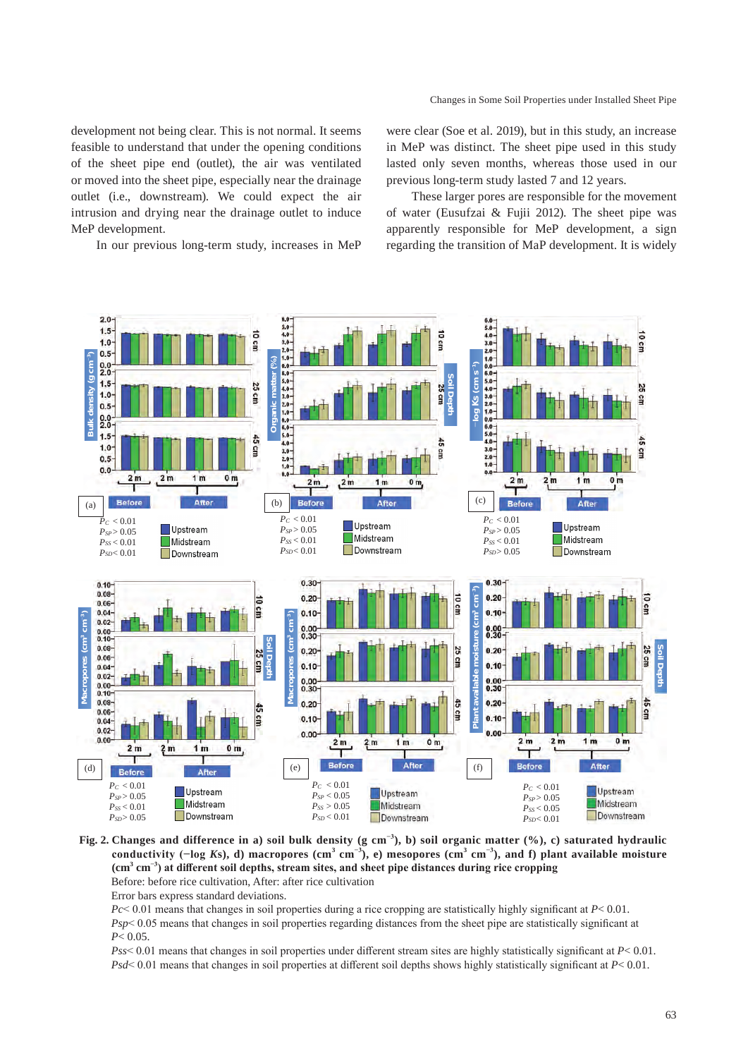development not being clear. This is not normal. It seems feasible to understand that under the opening conditions of the sheet pipe end (outlet), the air was ventilated or moved into the sheet pipe, especially near the drainage outlet (i.e., downstream). We could expect the air intrusion and drying near the drainage outlet to induce MeP development.

In our previous long-term study, increases in MeP were clear (Soe et al. 2019), but in this study, an increase in MeP was distinct. The sheet pipe used in this study lasted only seven months, whereas those used in our previous long-term study lasted 7 and 12 years.

These larger pores are responsible for the movement of water (Eusufzai & Fujii 2012). The sheet pipe was apparently responsible for MeP development, a sign regarding the transition of MaP development. It is widely

**Fig. 2. Changes and difference in a) soil bulk density (g cm$^{-3}$), b) soil organic matter (%), c) saturated hydraulic conductivity (−log *Ks*), d) macropores (cm$^3$ cm$^{-3}$), e) mesopores (cm$^3$ cm$^{-3}$), and f) plant available moisture (cm$^3$ cm$^{-3}$) at different soil depths, stream sites, and sheet pipe distances during rice cropping**

Before: before rice cultivation, After: after rice cultivation

Error bars express standard deviations.

$P_C < 0.01$ means that changes in soil properties during a rice cropping are statistically highly significant at $P < 0.01$.

$P_{SP} < 0.05$ means that changes in soil properties regarding distances from the sheet pipe are statistically significant at $P < 0.05$.

$P_{SS} < 0.01$ means that changes in soil properties under different stream sites are highly statistically significant at $P < 0.01$.

$P_{SD} < 0.01$ means that changes in soil properties at different soil depths shows highly statistically significant at $P < 0.01$.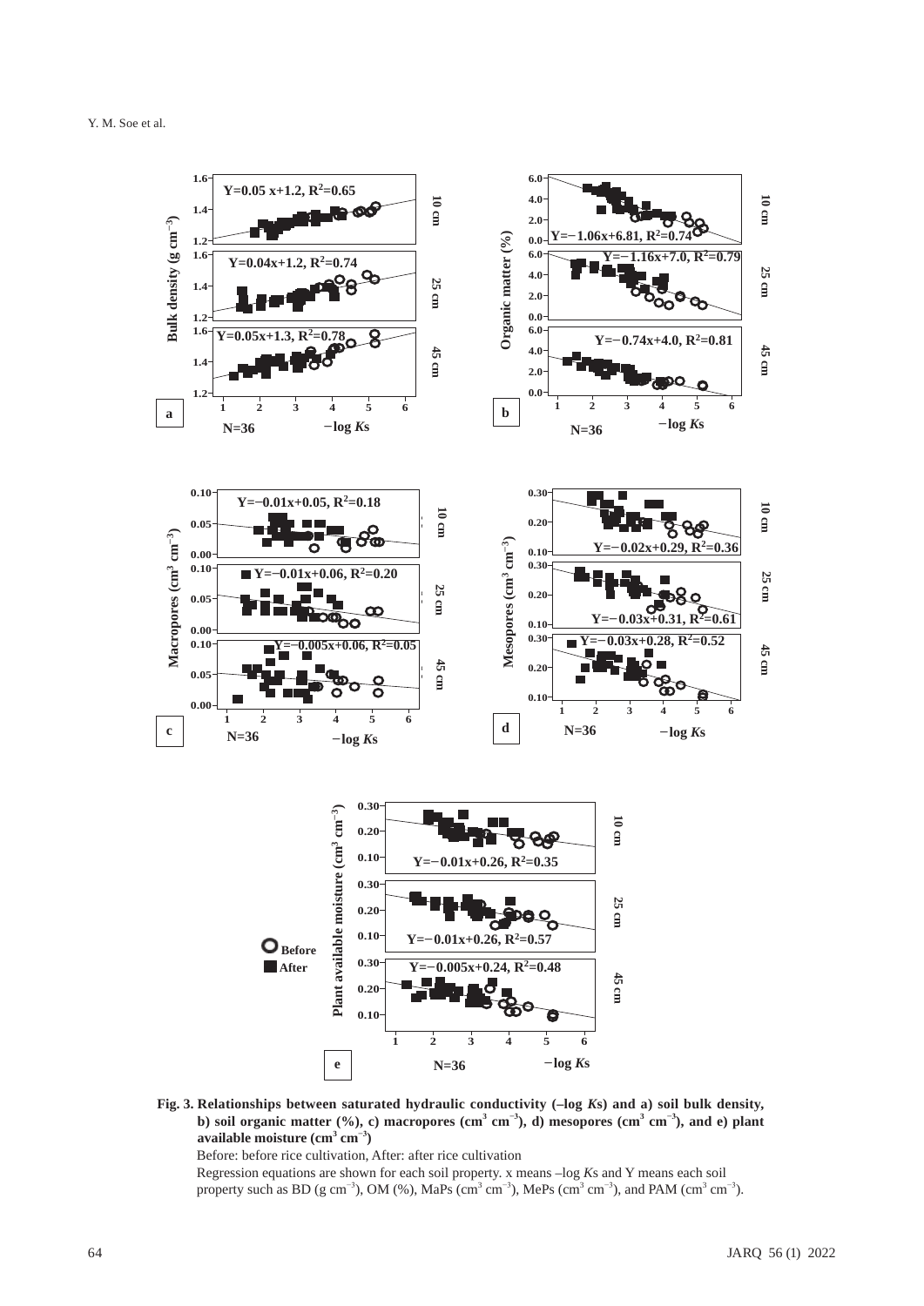**Fig. 3. Relationships between saturated hydraulic conductivity (–log *K*s) and a) soil bulk density, b) soil organic matter (%), c) macropores ($cm^3$ $cm^{-3}$), d) mesopores ($cm^3$ $cm^{-3}$), and e) plant available moisture ($cm^3$ $cm^{-3}$)**

Before: before rice cultivation, After: after rice cultivation

Regression equations are shown for each soil property. x means –log *K*s and Y means each soil property such as BD (g $cm^{-3}$), OM (%), MaPs ($cm^3$ $cm^{-3}$), MePs ($cm^3$ $cm^{-3}$), and PAM ($cm^3$ $cm^{-3}$).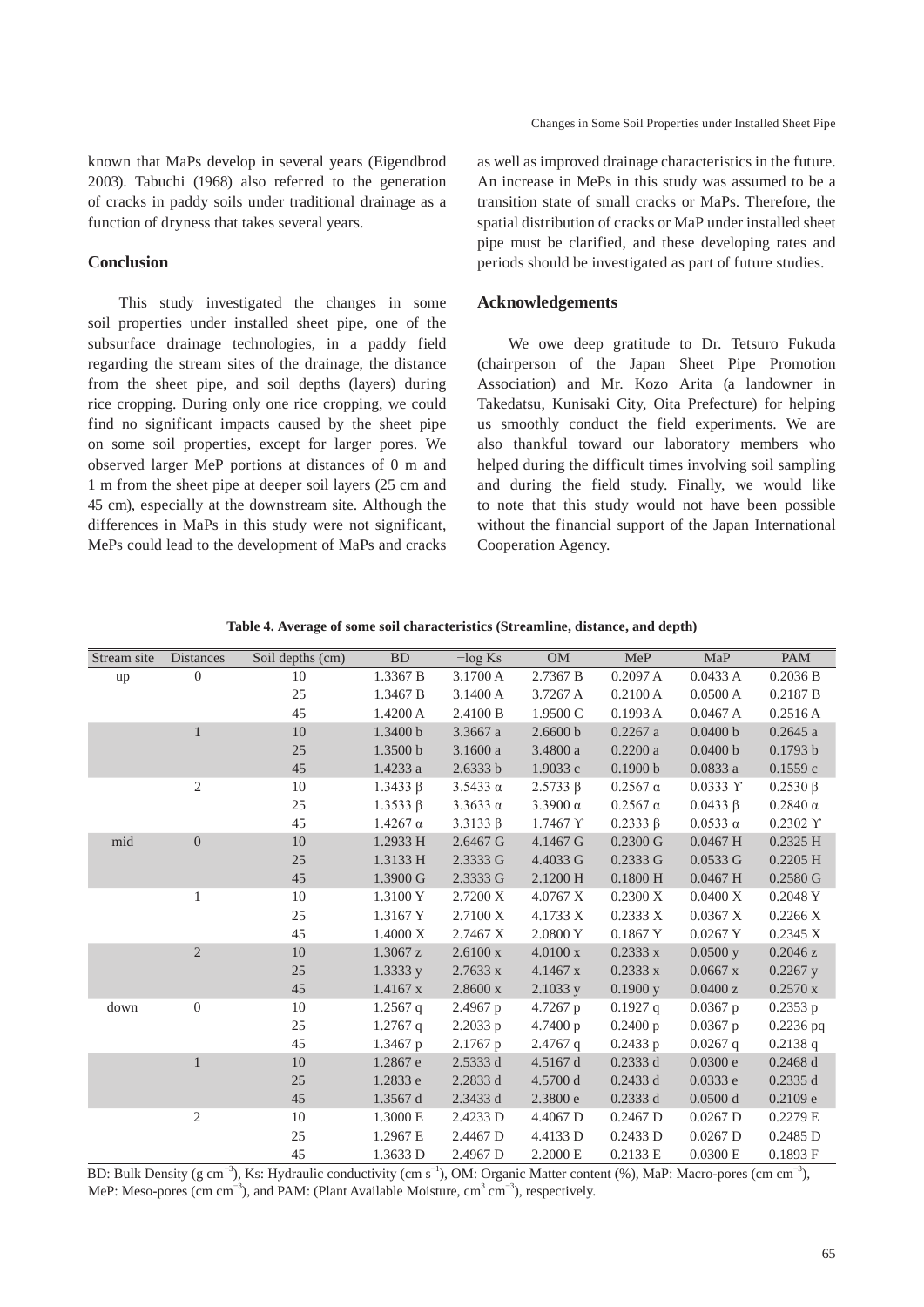known that MaPs develop in several years (Eigendbrod 2003). Tabuchi (1968) also referred to the generation of cracks in paddy soils under traditional drainage as a function of dryness that takes several years.

## Conclusion

This study investigated the changes in some soil properties under installed sheet pipe, one of the subsurface drainage technologies, in a paddy field regarding the stream sites of the drainage, the distance from the sheet pipe, and soil depths (layers) during rice cropping. During only one rice cropping, we could find no significant impacts caused by the sheet pipe on some soil properties, except for larger pores. We observed larger MeP portions at distances of 0 m and 1 m from the sheet pipe at deeper soil layers (25 cm and 45 cm), especially at the downstream site. Although the differences in MaPs in this study were not significant, MePs could lead to the development of MaPs and cracks as well as improved drainage characteristics in the future. An increase in MePs in this study was assumed to be a transition state of small cracks or MaPs. Therefore, the spatial distribution of cracks or MaP under installed sheet pipe must be clarified, and these developing rates and periods should be investigated as part of future studies.

## Acknowledgements

We owe deep gratitude to Dr. Tetsuro Fukuda (chairperson of the Japan Sheet Pipe Promotion Association) and Mr. Kozo Arita (a landowner in Takedatsu, Kunisaki City, Oita Prefecture) for helping us smoothly conduct the field experiments. We are also thankful toward our laboratory members who helped during the difficult times involving soil sampling and during the field study. Finally, we would like to note that this study would not have been possible without the financial support of the Japan International Cooperation Agency.

**Table 4. Average of some soil characteristics (Streamline, distance, and depth)**

| Stream site | Distances | Soil depths (cm) | BD | −log Ks | OM | MeP | MaP | PAM |
|---|---|---|---|---|---|---|---|---|
| up | 0 | 10 | 1.3367 B | 3.1700 A | 2.7367 B | 0.2097 A | 0.0433 A | 0.2036 B |
| | | 25 | 1.3467 B | 3.1400 A | 3.7267 A | 0.2100 A | 0.0500 A | 0.2187 B |
| | | 45 | 1.4200 A | 2.4100 B | 1.9500 C | 0.1993 A | 0.0467 A | 0.2516 A |
| | 1 | 10 | 1.3400 b | 3.3667 a | 2.6600 b | 0.2267 a | 0.0400 b | 0.2645 a |
| | | 25 | 1.3500 b | 3.1600 a | 3.4800 a | 0.2200 a | 0.0400 b | 0.1793 b |
| | | 45 | 1.4233 a | 2.6333 b | 1.9033 c | 0.1900 b | 0.0833 a | 0.1559 c |
| | 2 | 10 | 1.3433 β | 3.5433 α | 2.5733 β | 0.2567 α | 0.0333 ϒ | 0.2530 β |
| | | 25 | 1.3533 β | 3.3633 α | 3.3900 α | 0.2567 α | 0.0433 β | 0.2840 α |
| | | 45 | 1.4267 α | 3.3133 β | 1.7467 ϒ | 0.2333 β | 0.0533 α | 0.2302 ϒ |
| mid | 0 | 10 | 1.2933 H | 2.6467 G | 4.1467 G | 0.2300 G | 0.0467 H | 0.2325 H |
| | | 25 | 1.3133 H | 2.3333 G | 4.4033 G | 0.2333 G | 0.0533 G | 0.2205 H |
| | | 45 | 1.3900 G | 2.3333 G | 2.1200 H | 0.1800 H | 0.0467 H | 0.2580 G |
| | 1 | 10 | 1.3100 Y | 2.7200 X | 4.0767 X | 0.2300 X | 0.0400 X | 0.2048 Y |
| | | 25 | 1.3167 Y | 2.7100 X | 4.1733 X | 0.2333 X | 0.0367 X | 0.2266 X |
| | | 45 | 1.4000 X | 2.7467 X | 2.0800 Y | 0.1867 Y | 0.0267 Y | 0.2345 X |
| | 2 | 10 | 1.3067 z | 2.6100 x | 4.0100 x | 0.2333 x | 0.0500 y | 0.2046 z |
| | | 25 | 1.3333 y | 2.7633 x | 4.1467 x | 0.2333 x | 0.0667 x | 0.2267 y |
| | | 45 | 1.4167 x | 2.8600 x | 2.1033 y | 0.1900 y | 0.0400 z | 0.2570 x |
| down | 0 | 10 | 1.2567 q | 2.4967 p | 4.7267 p | 0.1927 q | 0.0367 p | 0.2353 p |
| | | 25 | 1.2767 q | 2.2033 p | 4.7400 p | 0.2400 p | 0.0367 p | 0.2236 pq |
| | | 45 | 1.3467 p | 2.1767 p | 2.4767 q | 0.2433 p | 0.0267 q | 0.2138 q |
| | 1 | 10 | 1.2867 e | 2.5333 d | 4.5167 d | 0.2333 d | 0.0300 e | 0.2468 d |
| | | 25 | 1.2833 e | 2.2833 d | 4.5700 d | 0.2433 d | 0.0333 e | 0.2335 d |
| | | 45 | 1.3567 d | 2.3433 d | 2.3800 e | 0.2333 d | 0.0500 d | 0.2109 e |
| | 2 | 10 | 1.3000 E | 2.4233 D | 4.4067 D | 0.2467 D | 0.0267 D | 0.2279 E |
| | | 25 | 1.2967 E | 2.4467 D | 4.4133 D | 0.2433 D | 0.0267 D | 0.2485 D |
| | | 45 | 1.3633 D | 2.4967 D | 2.2000 E | 0.2133 E | 0.0300 E | 0.1893 F |

BD: Bulk Density (g $cm^{-3}$), Ks: Hydraulic conductivity (cm $s^{-1}$), OM: Organic Matter content (%), MaP: Macro-pores (cm $cm^{-3}$), MeP: Meso-pores (cm $cm^{-3}$), and PAM: (Plant Available Moisture, $cm^3$ $cm^{-3}$), respectively.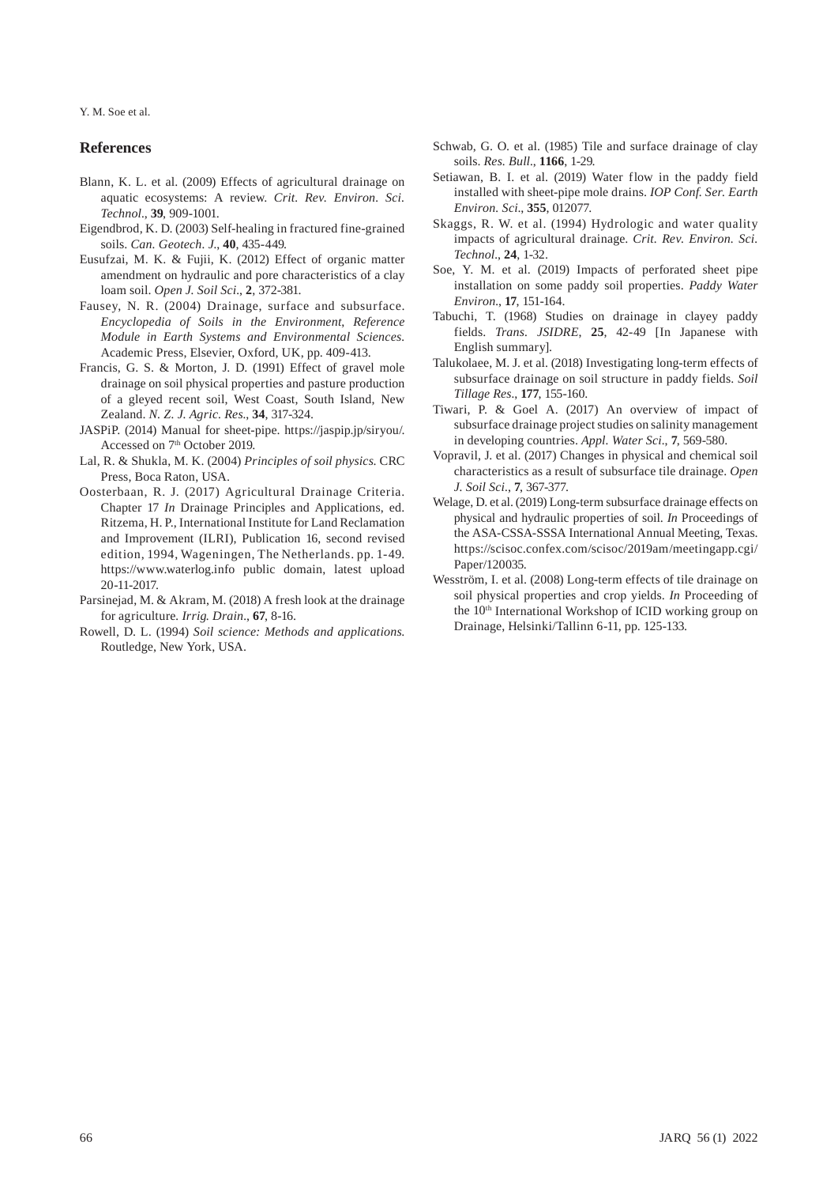## References

Blann, K. L. et al. (2009) Effects of agricultural drainage on aquatic ecosystems: A review. *Crit. Rev. Environ. Sci. Technol.*, **39**, 909-1001.

Eigendbrod, K. D. (2003) Self-healing in fractured fine-grained soils. *Can. Geotech. J.*, **40**, 435-449.

Eusufzai, M. K. & Fujii, K. (2012) Effect of organic matter amendment on hydraulic and pore characteristics of a clay loam soil. *Open J. Soil Sci.*, **2**, 372-381.

Fausey, N. R. (2004) Drainage, surface and subsurface. *Encyclopedia of Soils in the Environment, Reference Module in Earth Systems and Environmental Sciences*. Academic Press, Elsevier, Oxford, UK, pp. 409-413.

Francis, G. S. & Morton, J. D. (1991) Effect of gravel mole drainage on soil physical properties and pasture production of a gleyed recent soil, West Coast, South Island, New Zealand. *N. Z. J. Agric. Res.*, **34**, 317-324.

JASPiP. (2014) Manual for sheet-pipe. https://jaspip.jp/siryou/. Accessed on 7th October 2019.

Lal, R. & Shukla, M. K. (2004) *Principles of soil physics*. CRC Press, Boca Raton, USA.

Oosterbaan, R. J. (2017) Agricultural Drainage Criteria. Chapter 17 *In* Drainage Principles and Applications, ed. Ritzema, H. P., International Institute for Land Reclamation and Improvement (ILRI), Publication 16, second revised edition, 1994, Wageningen, The Netherlands. pp. 1-49. https://www.waterlog.info public domain, latest upload 20-11-2017.

Parsinejad, M. & Akram, M. (2018) A fresh look at the drainage for agriculture. *Irrig. Drain.*, **67**, 8-16.

Rowell, D. L. (1994) *Soil science: Methods and applications*. Routledge, New York, USA.

Schwab, G. O. et al. (1985) Tile and surface drainage of clay soils. *Res. Bull.*, **1166**, 1-29.

Setiawan, B. I. et al. (2019) Water flow in the paddy field installed with sheet-pipe mole drains. *IOP Conf. Ser. Earth Environ. Sci.*, **355**, 012077.

Skaggs, R. W. et al. (1994) Hydrologic and water quality impacts of agricultural drainage. *Crit. Rev. Environ. Sci. Technol.*, **24**, 1-32.

Soe, Y. M. et al. (2019) Impacts of perforated sheet pipe installation on some paddy soil properties. *Paddy Water Environ.*, **17**, 151-164.

Tabuchi, T. (1968) Studies on drainage in clayey paddy fields. *Trans. JSIDRE*, **25**, 42-49 [In Japanese with English summary].

Talukolaee, M. J. et al. (2018) Investigating long-term effects of subsurface drainage on soil structure in paddy fields. *Soil Tillage Res.*, **177**, 155-160.

Tiwari, P. & Goel A. (2017) An overview of impact of subsurface drainage project studies on salinity management in developing countries. *Appl. Water Sci.*, **7**, 569-580.

Vopravil, J. et al. (2017) Changes in physical and chemical soil characteristics as a result of subsurface tile drainage. *Open J. Soil Sci.*, **7**, 367-377.

Welage, D. et al. (2019) Long-term subsurface drainage effects on physical and hydraulic properties of soil. *In* Proceedings of the ASA-CSSA-SSSA International Annual Meeting, Texas. https://scisoc.confex.com/scisoc/2019am/meetingapp.cgi/Paper/120035.

Wesström, I. et al. (2008) Long-term effects of tile drainage on soil physical properties and crop yields. *In* Proceeding of the 10th International Workshop of ICID working group on Drainage, Helsinki/Tallinn 6-11, pp. 125-133.